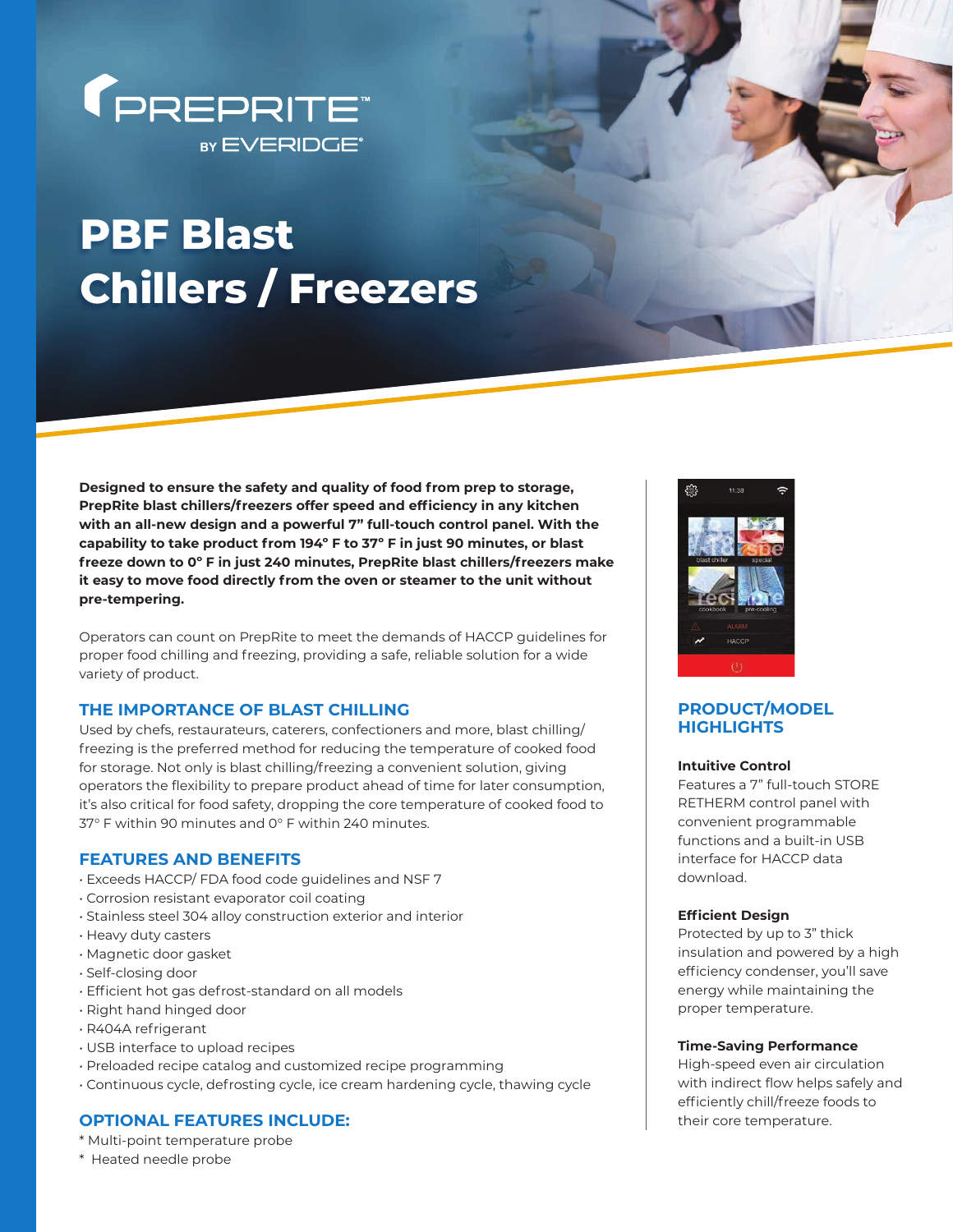PREPRITE™ BY EVERIDGE®

# PBF Blast Chillers / Freezers

**Designed to ensure the safety and quality of food from prep to storage, PrepRite blast chillers/freezers offer speed and efficiency in any kitchen with an all-new design and a powerful 7" full-touch control panel. With the capability to take product from 194° F to 37° F in just 90 minutes, or blast freeze down to 0° F in just 240 minutes, PrepRite blast chillers/freezers make it easy to move food directly from the oven or steamer to the unit without pre-tempering.**

Operators can count on PrepRite to meet the demands of HACCP guidelines for proper food chilling and freezing, providing a safe, reliable solution for a wide variety of product.

## THE IMPORTANCE OF BLAST CHILLING

Used by chefs, restaurateurs, caterers, confectioners and more, blast chilling/ freezing is the preferred method for reducing the temperature of cooked food for storage. Not only is blast chilling/freezing a convenient solution, giving operators the flexibility to prepare product ahead of time for later consumption, it's also critical for food safety, dropping the core temperature of cooked food to 37° F within 90 minutes and 0° F within 240 minutes.

## FEATURES AND BENEFITS

- Exceeds HACCP/ FDA food code guidelines and NSF 7
- Corrosion resistant evaporator coil coating
- Stainless steel 304 alloy construction exterior and interior
- Heavy duty casters
- Magnetic door gasket
- Self-closing door
- Efficient hot gas defrost-standard on all models
- Right hand hinged door
- R404A refrigerant
- USB interface to upload recipes
- Preloaded recipe catalog and customized recipe programming
- Continuous cycle, defrosting cycle, ice cream hardening cycle, thawing cycle

## OPTIONAL FEATURES INCLUDE:

* Multi-point temperature probe
* Heated needle probe

## PRODUCT/MODEL HIGHLIGHTS

**Intuitive Control**
Features a 7" full-touch STORE RETHERM control panel with convenient programmable functions and a built-in USB interface for HACCP data download.

**Efficient Design**
Protected by up to 3" thick insulation and powered by a high efficiency condenser, you'll save energy while maintaining the proper temperature.

**Time-Saving Performance**
High-speed even air circulation with indirect flow helps safely and efficiently chill/freeze foods to their core temperature.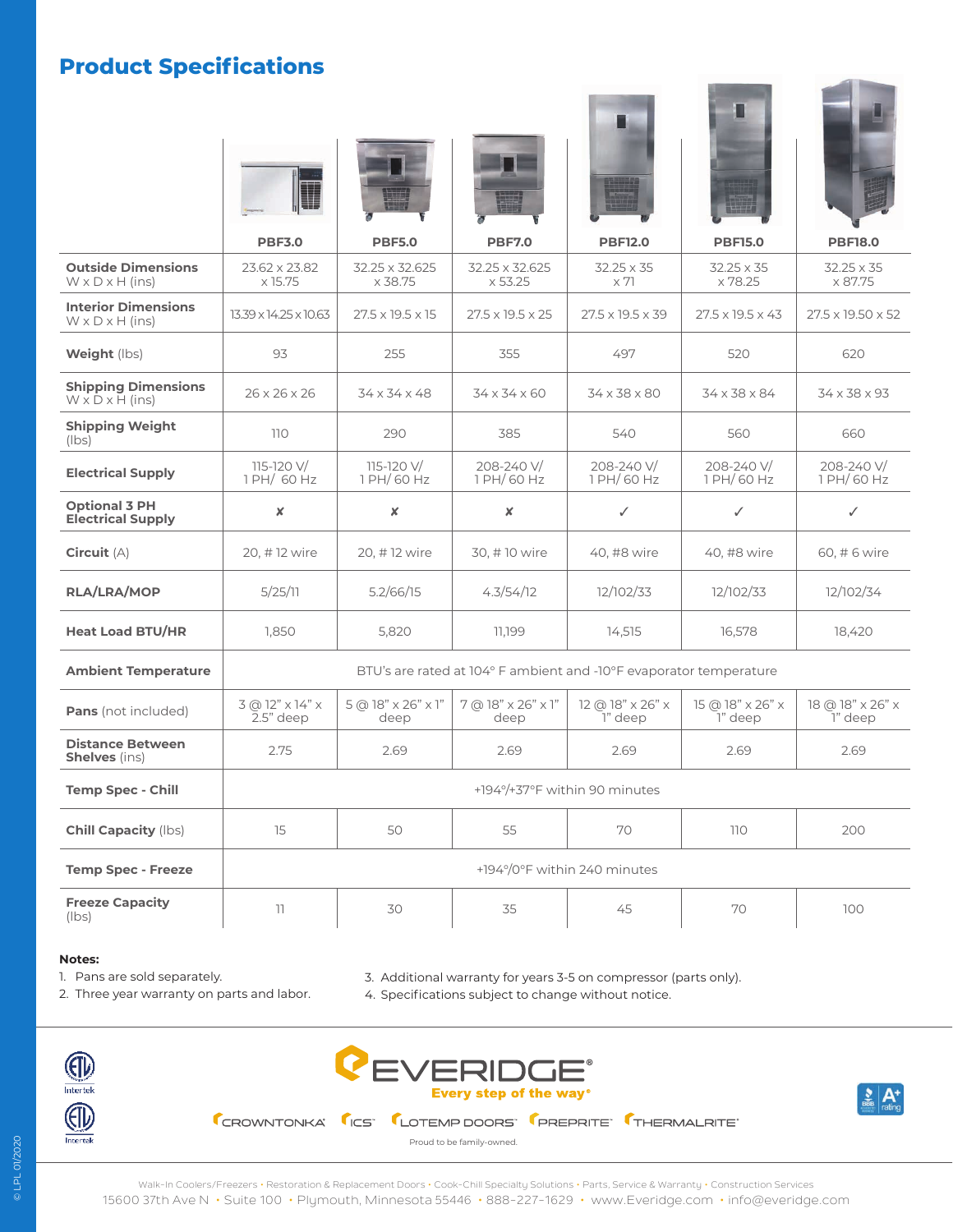# Product Specifications

| | PBF3.0 | PBF5.0 | PBF7.0 | PBF12.0 | PBF15.0 | PBF18.0 |
|---|---|---|---|---|---|---|
| **Outside Dimensions** W x D x H (ins) | 23.62 x 23.82 x 15.75 | 32.25 x 32.625 x 38.75 | 32.25 x 32.625 x 53.25 | 32.25 x 35 x 71 | 32.25 x 35 x 78.25 | 32.25 x 35 x 87.75 |
| **Interior Dimensions** W x D x H (ins) | 13.39 x 14.25 x 10.63 | 27.5 x 19.5 x 15 | 27.5 x 19.5 x 25 | 27.5 x 19.5 x 39 | 27.5 x 19.5 x 43 | 27.5 x 19.50 x 52 |
| **Weight** (lbs) | 93 | 255 | 355 | 497 | 520 | 620 |
| **Shipping Dimensions** W x D x H (ins) | 26 x 26 x 26 | 34 x 34 x 48 | 34 x 34 x 60 | 34 x 38 x 80 | 34 x 38 x 84 | 34 x 38 x 93 |
| **Shipping Weight** (lbs) | 110 | 290 | 385 | 540 | 560 | 660 |
| **Electrical Supply** | 115-120 V/ 1 PH/ 60 Hz | 115-120 V/ 1 PH/ 60 Hz | 208-240 V/ 1 PH/ 60 Hz | 208-240 V/ 1 PH/ 60 Hz | 208-240 V/ 1 PH/ 60 Hz | 208-240 V/ 1 PH/ 60 Hz |
| **Optional 3 PH Electrical Supply** | ✗ | ✗ | ✗ | ✓ | ✓ | ✓ |
| **Circuit** (A) | 20, # 12 wire | 20, # 12 wire | 30, # 10 wire | 40, #8 wire | 40, #8 wire | 60, # 6 wire |
| **RLA/LRA/MOP** | 5/25/11 | 5.2/66/15 | 4.3/54/12 | 12/102/33 | 12/102/33 | 12/102/34 |
| **Heat Load BTU/HR** | 1,850 | 5,820 | 11,199 | 14,515 | 16,578 | 18,420 |
| **Ambient Temperature** | BTU's are rated at 104° F ambient and -10°F evaporator temperature | | | | | |
| **Pans** (not included) | 3 @ 12" x 14" x 2.5" deep | 5 @ 18" x 26" x 1" deep | 7 @ 18" x 26" x 1" deep | 12 @ 18" x 26" x 1" deep | 15 @ 18" x 26" x 1" deep | 18 @ 18" x 26" x 1" deep |
| **Distance Between Shelves** (ins) | 2.75 | 2.69 | 2.69 | 2.69 | 2.69 | 2.69 |
| **Temp Spec - Chill** | +194°/+37°F within 90 minutes | | | | | |
| **Chill Capacity** (lbs) | 15 | 50 | 55 | 70 | 110 | 200 |
| **Temp Spec - Freeze** | +194°/0°F within 240 minutes | | | | | |
| **Freeze Capacity** (lbs) | 11 | 30 | 35 | 45 | 70 | 100 |

**Notes:**

1. Pans are sold separately.
2. Three year warranty on parts and labor.
3. Additional warranty for years 3-5 on compressor (parts only).
4. Specifications subject to change without notice.

Intertek

Intertek

EVERIDGE®

Every step of the way®

CROWNTONKA® ICS® LOTEMP DOORS® PREPRITE® THERMALRITE®

Proud to be family-owned.

BBB A+ rating

Walk-In Coolers/Freezers • Restoration & Replacement Doors • Cook-Chill Specialty Solutions • Parts, Service & Warranty • Construction Services

15600 37th Ave N • Suite 100 • Plymouth, Minnesota 55446 • 888-227-1629 • www.Everidge.com • info@everidge.com

© LPL 01/2020